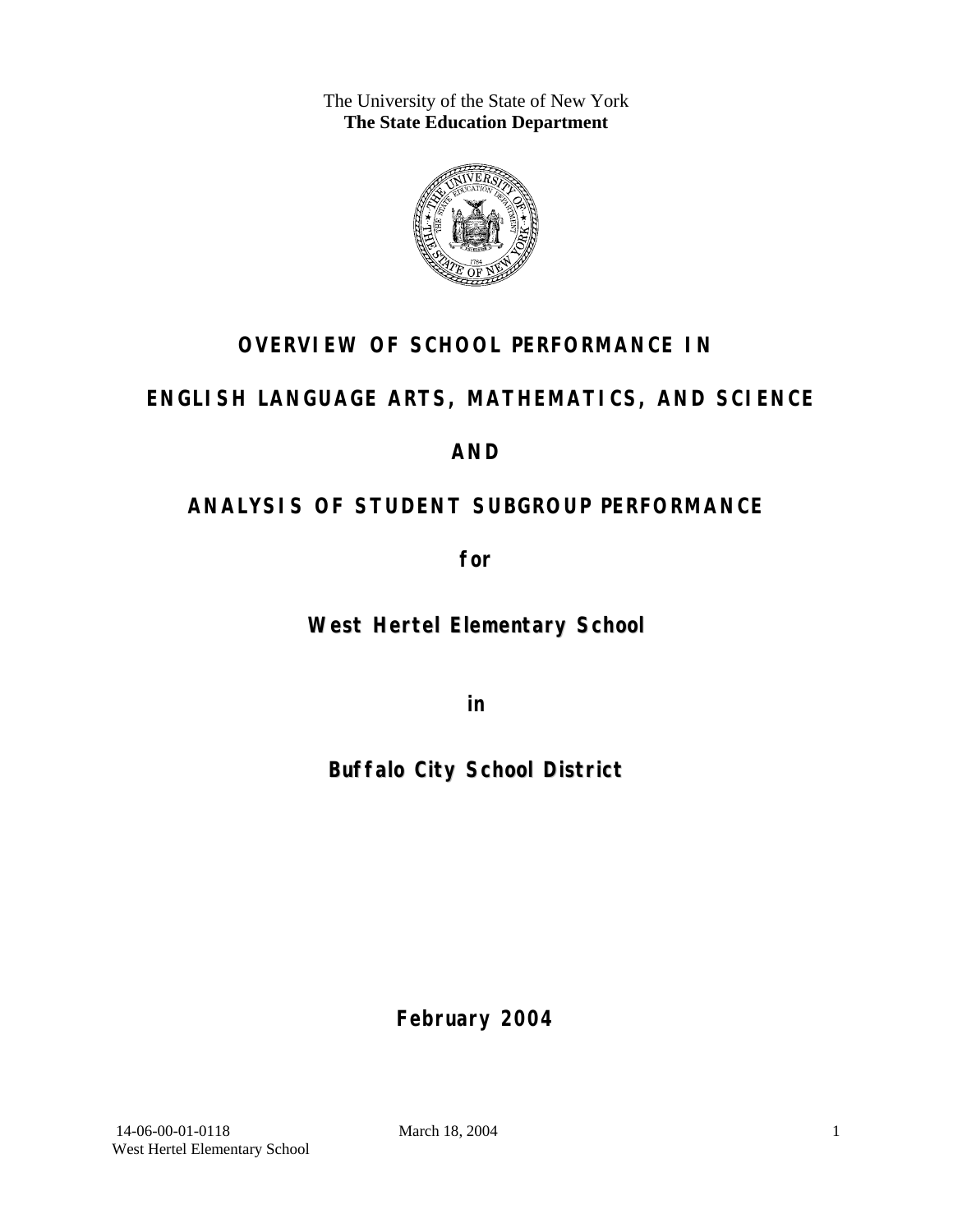The University of the State of New York
**The State Education Department**

# OVERVIEW OF SCHOOL PERFORMANCE IN

# ENGLISH LANGUAGE ARTS, MATHEMATICS, AND SCIENCE

# AND

# ANALYSIS OF STUDENT SUBGROUP PERFORMANCE

**for**

## West Hertel Elementary School

**in**

## Buffalo City School District

**February 2004**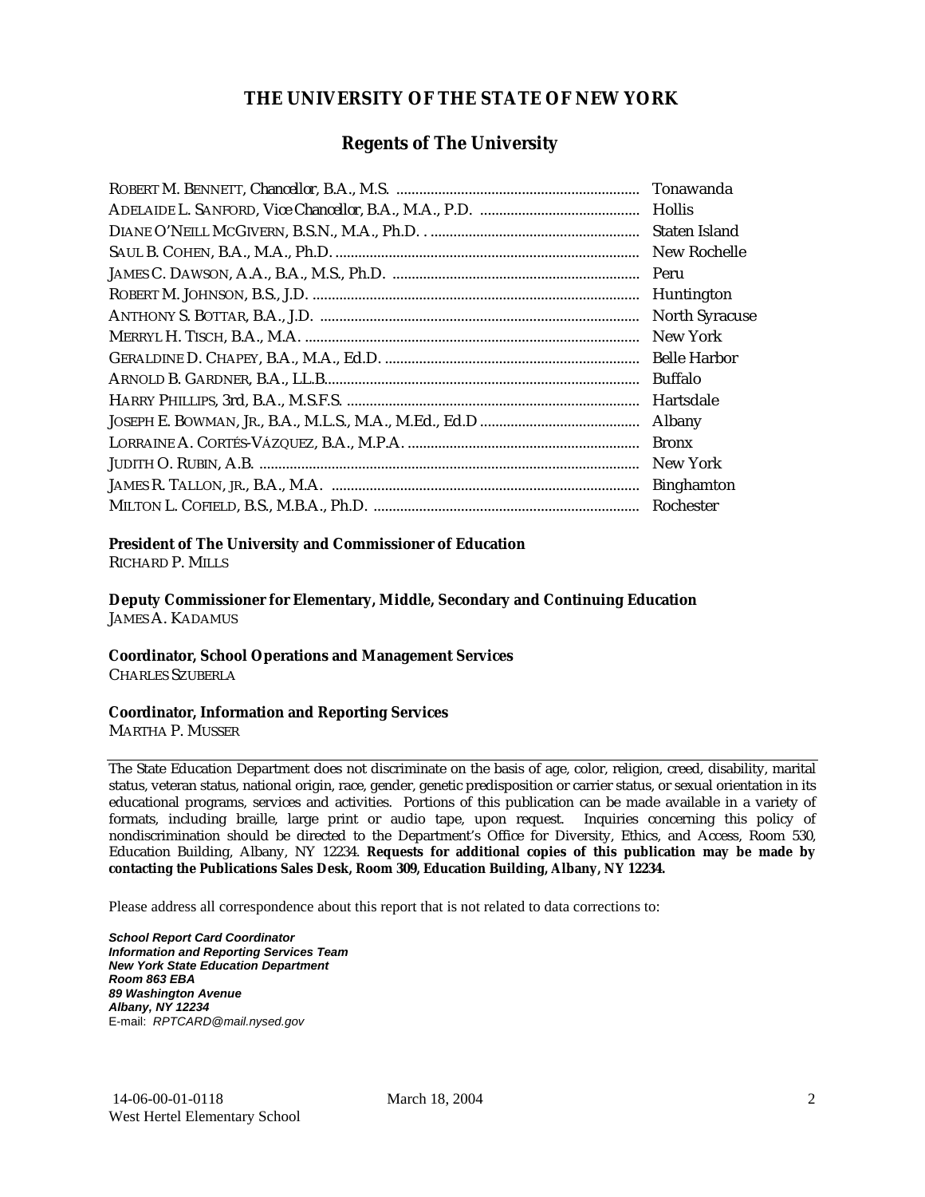# THE UNIVERSITY OF THE STATE OF NEW YORK

## Regents of The University

ROBERT M. BENNETT, *Chancellor*, B.A., M.S. ............................................................... Tonawanda
ADELAIDE L. SANFORD, *Vice Chancellor*, B.A., M.A., P.D. ......................................... Hollis
DIANE O'NEILL MCGIVERN, B.S.N., M.A., Ph.D. . ..................................................... Staten Island
SAUL B. COHEN, B.A., M.A., Ph.D. ................................................................................ New Rochelle
JAMES C. DAWSON, A.A., B.A., M.S., Ph.D. ................................................................ Peru
ROBERT M. JOHNSON, B.S., J.D. ..................................................................................... Huntington
ANTHONY S. BOTTAR, B.A., J.D. ................................................................................... North Syracuse
MERRYL H. TISCH, B.A., M.A. ........................................................................................ New York
GERALDINE D. CHAPEY, B.A., M.A., Ed.D. .................................................................. Belle Harbor
ARNOLD B. GARDNER, B.A., LL.B.................................................................................. Buffalo
HARRY PHILLIPS, 3rd, B.A., M.S.F.S. ............................................................................ Hartsdale
JOSEPH E. BOWMAN, JR., B.A., M.L.S., M.A., M.Ed., Ed.D ......................................... Albany
LORRAINE A. CORTÉS-VÁZQUEZ, B.A., M.P.A. ............................................................ Bronx
JUDITH O. RUBIN, A.B. ................................................................................................... New York
JAMES R. TALLON, JR., B.A., M.A. ................................................................................ Binghamton
MILTON L. COFIELD, B.S., M.B.A., Ph.D. ..................................................................... Rochester

**President of The University and Commissioner of Education**
RICHARD P. MILLS

**Deputy Commissioner for Elementary, Middle, Secondary and Continuing Education**
JAMES A. KADAMUS

**Coordinator, School Operations and Management Services**
CHARLES SZUBERLA

**Coordinator, Information and Reporting Services**
MARTHA P. MUSSER

---

The State Education Department does not discriminate on the basis of age, color, religion, creed, disability, marital status, veteran status, national origin, race, gender, genetic predisposition or carrier status, or sexual orientation in its educational programs, services and activities. Portions of this publication can be made available in a variety of formats, including braille, large print or audio tape, upon request. Inquiries concerning this policy of nondiscrimination should be directed to the Department's Office for Diversity, Ethics, and Access, Room 530, Education Building, Albany, NY 12234. **Requests for additional copies of this publication may be made by contacting the Publications Sales Desk, Room 309, Education Building, Albany, NY 12234.**

Please address all correspondence about this report that is not related to data corrections to:

***School Report Card Coordinator***
***Information and Reporting Services Team***
***New York State Education Department***
***Room 863 EBA***
***89 Washington Avenue***
***Albany, NY 12234***
E-mail: *RPTCARD@mail.nysed.gov*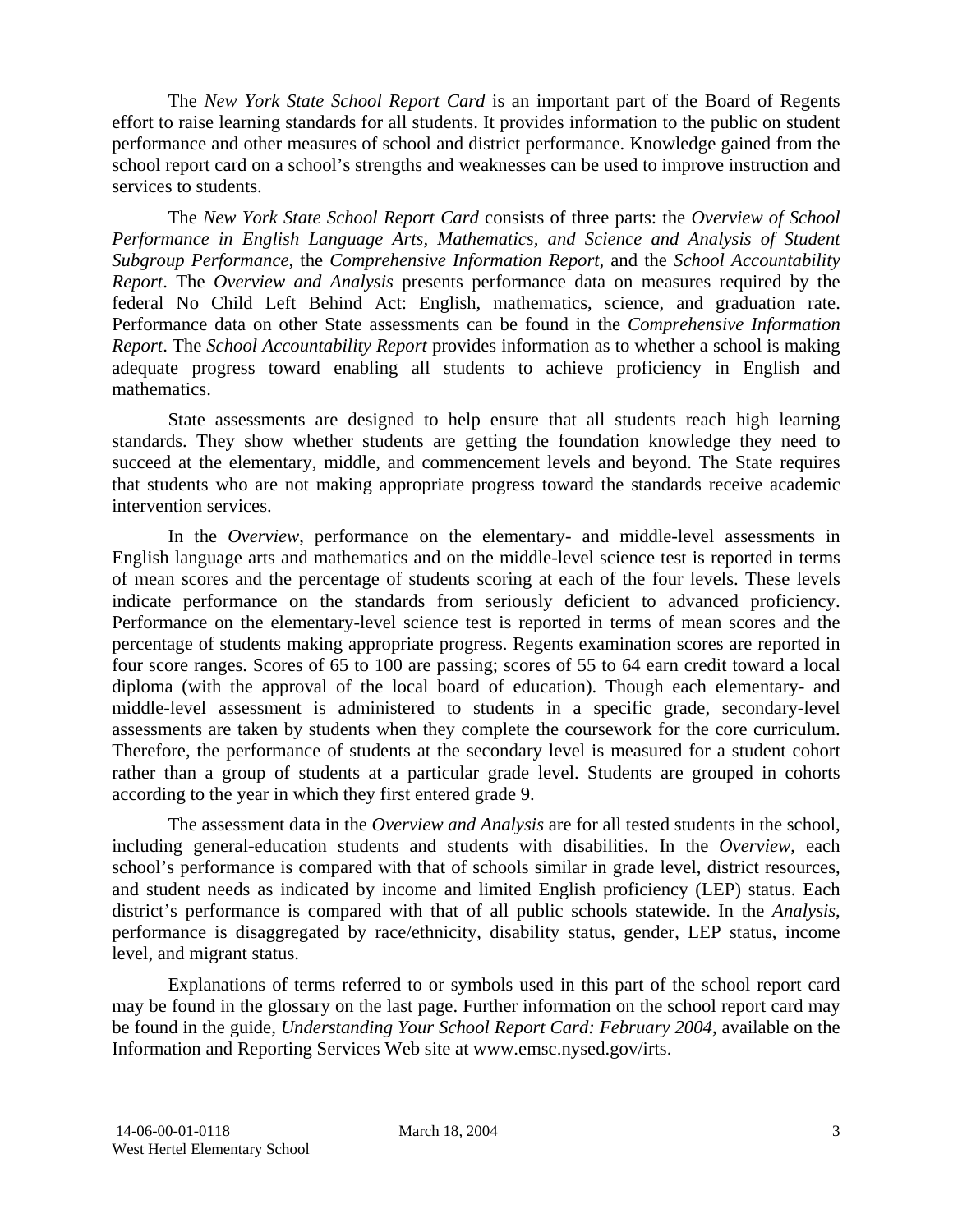The *New York State School Report Card* is an important part of the Board of Regents effort to raise learning standards for all students. It provides information to the public on student performance and other measures of school and district performance. Knowledge gained from the school report card on a school's strengths and weaknesses can be used to improve instruction and services to students.

The *New York State School Report Card* consists of three parts: the *Overview of School Performance in English Language Arts, Mathematics, and Science and Analysis of Student Subgroup Performance,* the *Comprehensive Information Report,* and the *School Accountability Report*. The *Overview and Analysis* presents performance data on measures required by the federal No Child Left Behind Act: English, mathematics, science, and graduation rate. Performance data on other State assessments can be found in the *Comprehensive Information Report*. The *School Accountability Report* provides information as to whether a school is making adequate progress toward enabling all students to achieve proficiency in English and mathematics.

State assessments are designed to help ensure that all students reach high learning standards. They show whether students are getting the foundation knowledge they need to succeed at the elementary, middle, and commencement levels and beyond. The State requires that students who are not making appropriate progress toward the standards receive academic intervention services.

In the *Overview*, performance on the elementary- and middle-level assessments in English language arts and mathematics and on the middle-level science test is reported in terms of mean scores and the percentage of students scoring at each of the four levels. These levels indicate performance on the standards from seriously deficient to advanced proficiency. Performance on the elementary-level science test is reported in terms of mean scores and the percentage of students making appropriate progress. Regents examination scores are reported in four score ranges. Scores of 65 to 100 are passing; scores of 55 to 64 earn credit toward a local diploma (with the approval of the local board of education). Though each elementary- and middle-level assessment is administered to students in a specific grade, secondary-level assessments are taken by students when they complete the coursework for the core curriculum. Therefore, the performance of students at the secondary level is measured for a student cohort rather than a group of students at a particular grade level. Students are grouped in cohorts according to the year in which they first entered grade 9.

The assessment data in the *Overview and Analysis* are for all tested students in the school, including general-education students and students with disabilities. In the *Overview*, each school's performance is compared with that of schools similar in grade level, district resources, and student needs as indicated by income and limited English proficiency (LEP) status. Each district's performance is compared with that of all public schools statewide. In the *Analysis*, performance is disaggregated by race/ethnicity, disability status, gender, LEP status, income level, and migrant status.

Explanations of terms referred to or symbols used in this part of the school report card may be found in the glossary on the last page. Further information on the school report card may be found in the guide, *Understanding Your School Report Card: February 2004*, available on the Information and Reporting Services Web site at www.emsc.nysed.gov/irts.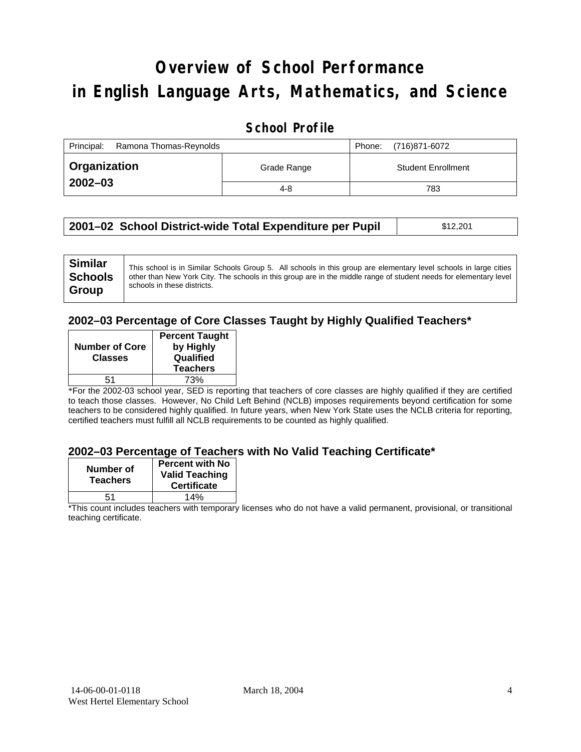# Overview of School Performance in English Language Arts, Mathematics, and Science

## School Profile

| Principal: Ramona Thomas-Reynolds | | Phone: (716)871-6072 |
|---|---|---|
| **Organization 2002–03** | Grade Range | Student Enrollment |
| | 4-8 | 783 |

| 2001–02 School District-wide Total Expenditure per Pupil | $12,201 |
|---|---|

| Similar Schools Group | This school is in Similar Schools Group 5. All schools in this group are elementary level schools in large cities other than New York City. The schools in this group are in the middle range of student needs for elementary level schools in these districts. |
|---|---|

### 2002–03 Percentage of Core Classes Taught by Highly Qualified Teachers*

| Number of Core Classes | Percent Taught by Highly Qualified Teachers |
|---|---|
| 51 | 73% |

*For the 2002-03 school year, SED is reporting that teachers of core classes are highly qualified if they are certified to teach those classes. However, No Child Left Behind (NCLB) imposes requirements beyond certification for some teachers to be considered highly qualified. In future years, when New York State uses the NCLB criteria for reporting, certified teachers must fulfill all NCLB requirements to be counted as highly qualified.

### 2002–03 Percentage of Teachers with No Valid Teaching Certificate*

| Number of Teachers | Percent with No Valid Teaching Certificate |
|---|---|
| 51 | 14% |

*This count includes teachers with temporary licenses who do not have a valid permanent, provisional, or transitional teaching certificate.

14-06-00-01-0118 March 18, 2004
West Hertel Elementary School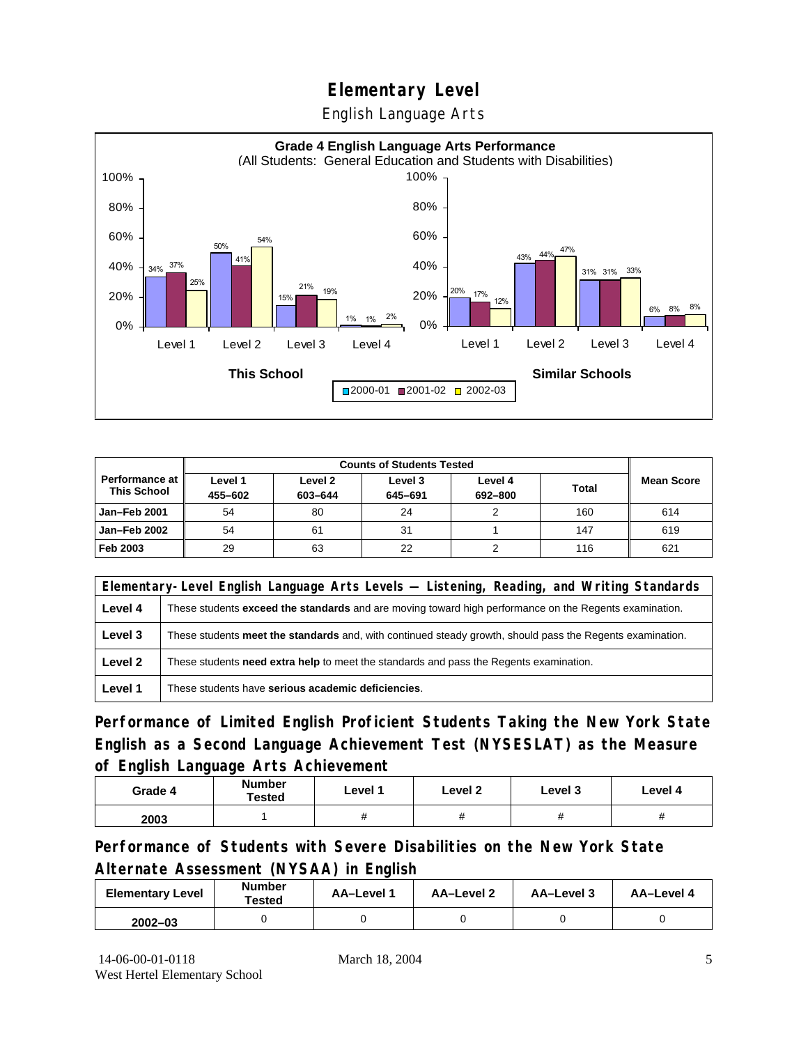# Elementary Level

English Language Arts

**Grade 4 English Language Arts Performance**
(All Students: General Education and Students with Disabilities)

| | Level 1 | Level 2 | Level 3 | Level 4 |
|---|---|---|---|---|
| **This School** 2000-01 | 34% | 50% | 15% | 1% |
| **This School** 2001-02 | 37% | 41% | 21% | 1% |
| **This School** 2002-03 | 25% | 54% | 19% | 2% |
| **Similar Schools** 2000-01 | 20% | 43% | 31% | 6% |
| **Similar Schools** 2001-02 | 17% | 44% | 31% | 8% |
| **Similar Schools** 2002-03 | 12% | 47% | 33% | 8% |

| Performance at This School | Counts of Students Tested | | | | | Mean Score |
|---|---|---|---|---|---|---|
| | Level 1 455–602 | Level 2 603–644 | Level 3 645–691 | Level 4 692–800 | Total | |
| Jan–Feb 2001 | 54 | 80 | 24 | 2 | 160 | 614 |
| Jan–Feb 2002 | 54 | 61 | 31 | 1 | 147 | 619 |
| Feb 2003 | 29 | 63 | 22 | 2 | 116 | 621 |

| Elementary-Level English Language Arts Levels — Listening, Reading, and Writing Standards | |
|---|---|
| **Level 4** | These students **exceed the standards** and are moving toward high performance on the Regents examination. |
| **Level 3** | These students **meet the standards** and, with continued steady growth, should pass the Regents examination. |
| **Level 2** | These students **need extra help** to meet the standards and pass the Regents examination. |
| **Level 1** | These students have **serious academic deficiencies**. |

## Performance of Limited English Proficient Students Taking the New York State English as a Second Language Achievement Test (NYSESLAT) as the Measure of English Language Arts Achievement

| Grade 4 | Number Tested | Level 1 | Level 2 | Level 3 | Level 4 |
|---|---|---|---|---|---|
| 2003 | 1 | # | # | # | # |

## Performance of Students with Severe Disabilities on the New York State Alternate Assessment (NYSAA) in English

| Elementary Level | Number Tested | AA–Level 1 | AA–Level 2 | AA–Level 3 | AA–Level 4 |
|---|---|---|---|---|---|
| 2002–03 | 0 | 0 | 0 | 0 | 0 |

14-06-00-01-0118
West Hertel Elementary School

March 18, 2004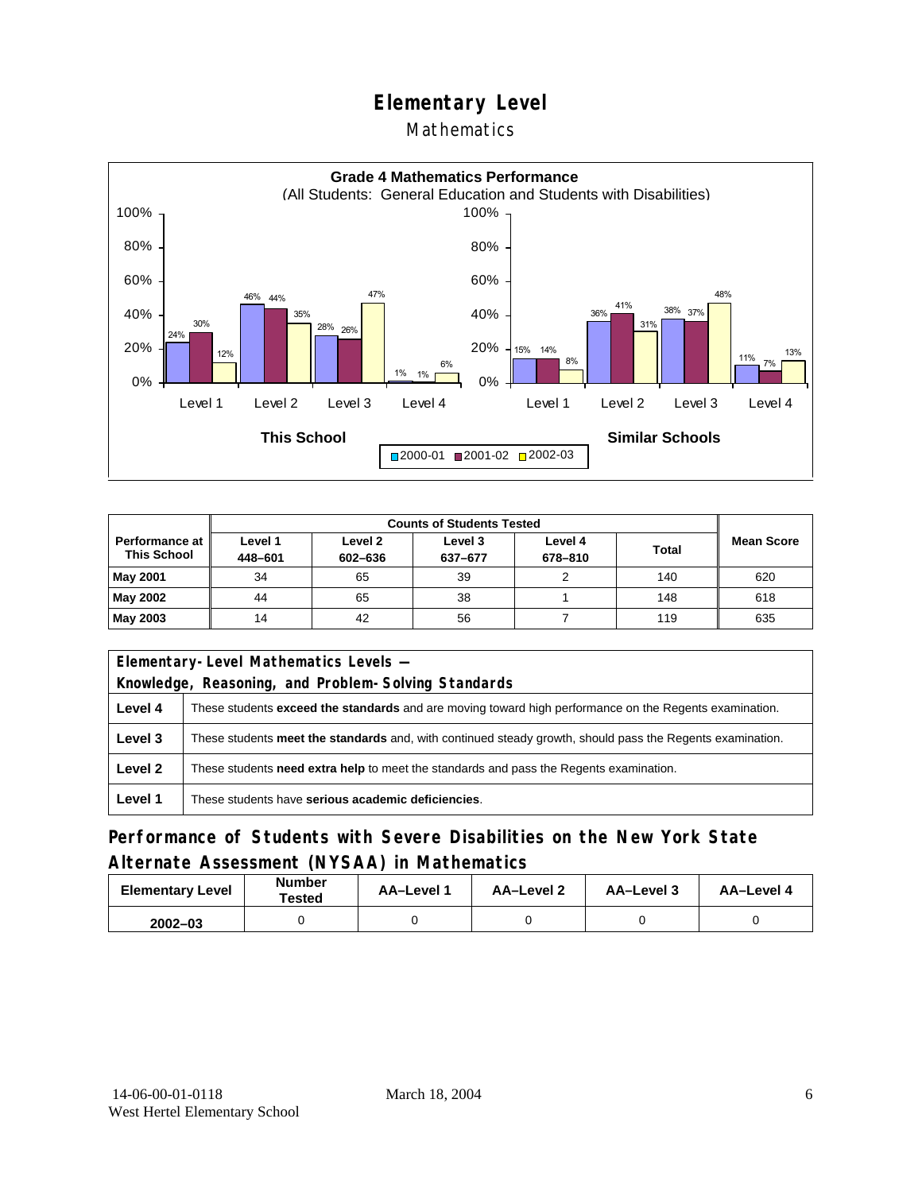# Elementary Level

## Mathematics

**Grade 4 Mathematics Performance**
(All Students: General Education and Students with Disabilities)

| | This School 2000-01 | This School 2001-02 | This School 2002-03 | Similar Schools 2000-01 | Similar Schools 2001-02 | Similar Schools 2002-03 |
|---|---|---|---|---|---|---|
| Level 1 | 24% | 30% | 12% | 15% | 14% | 8% |
| Level 2 | 46% | 44% | 35% | 36% | 41% | 31% |
| Level 3 | 28% | 26% | 47% | 38% | 37% | 48% |
| Level 4 | 1% | 1% | 6% | 11% | 7% | 13% |

| Performance at This School | Counts of Students Tested | | | | | Mean Score |
|---|---|---|---|---|---|---|
| | Level 1 448–601 | Level 2 602–636 | Level 3 637–677 | Level 4 678–810 | Total | |
| May 2001 | 34 | 65 | 39 | 2 | 140 | 620 |
| May 2002 | 44 | 65 | 38 | 1 | 148 | 618 |
| May 2003 | 14 | 42 | 56 | 7 | 119 | 635 |

| Elementary-Level Mathematics Levels — Knowledge, Reasoning, and Problem-Solving Standards | |
|---|---|
| Level 4 | These students **exceed the standards** and are moving toward high performance on the Regents examination. |
| Level 3 | These students **meet the standards** and, with continued steady growth, should pass the Regents examination. |
| Level 2 | These students **need extra help** to meet the standards and pass the Regents examination. |
| Level 1 | These students have **serious academic deficiencies**. |

## Performance of Students with Severe Disabilities on the New York State Alternate Assessment (NYSAA) in Mathematics

| Elementary Level | Number Tested | AA–Level 1 | AA–Level 2 | AA–Level 3 | AA–Level 4 |
|---|---|---|---|---|---|
| 2002–03 | 0 | 0 | 0 | 0 | 0 |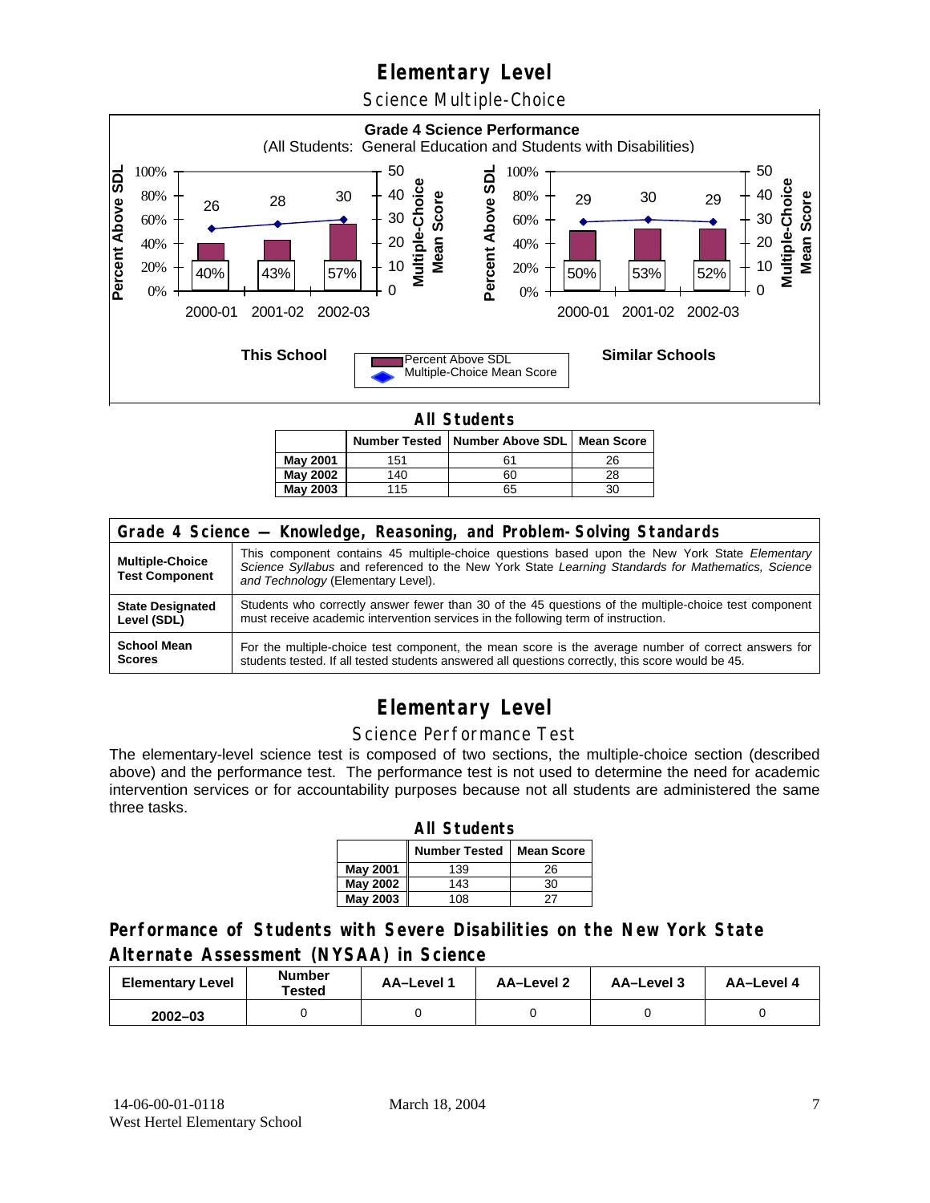# Elementary Level

## Science Multiple-Choice

**Grade 4 Science Performance**
(All Students: General Education and Students with Disabilities)

**This School**

| | 2000-01 | 2001-02 | 2002-03 |
|---|---|---|---|
| Percent Above SDL | 40% | 43% | 57% |
| Multiple-Choice Mean Score | 26 | 28 | 30 |

**Similar Schools**

| | 2000-01 | 2001-02 | 2002-03 |
|---|---|---|---|
| Percent Above SDL | 50% | 53% | 52% |
| Multiple-Choice Mean Score | 29 | 30 | 29 |

**All Students**

| | Number Tested | Number Above SDL | Mean Score |
|---|---|---|---|
| May 2001 | 151 | 61 | 26 |
| May 2002 | 140 | 60 | 28 |
| May 2003 | 115 | 65 | 30 |

| Grade 4 Science — Knowledge, Reasoning, and Problem-Solving Standards | |
|---|---|
| **Multiple-Choice Test Component** | This component contains 45 multiple-choice questions based upon the New York State *Elementary Science Syllabus* and referenced to the New York State *Learning Standards for Mathematics, Science and Technology* (Elementary Level). |
| **State Designated Level (SDL)** | Students who correctly answer fewer than 30 of the 45 questions of the multiple-choice test component must receive academic intervention services in the following term of instruction. |
| **School Mean Scores** | For the multiple-choice test component, the mean score is the average number of correct answers for students tested. If all tested students answered all questions correctly, this score would be 45. |

# Elementary Level

## Science Performance Test

The elementary-level science test is composed of two sections, the multiple-choice section (described above) and the performance test. The performance test is not used to determine the need for academic intervention services or for accountability purposes because not all students are administered the same three tasks.

**All Students**

| | Number Tested | Mean Score |
|---|---|---|
| May 2001 | 139 | 26 |
| May 2002 | 143 | 30 |
| May 2003 | 108 | 27 |

## Performance of Students with Severe Disabilities on the New York State Alternate Assessment (NYSAA) in Science

| Elementary Level | Number Tested | AA–Level 1 | AA–Level 2 | AA–Level 3 | AA–Level 4 |
|---|---|---|---|---|---|
| 2002–03 | 0 | 0 | 0 | 0 | 0 |

14-06-00-01-0118
West Hertel Elementary School

March 18, 2004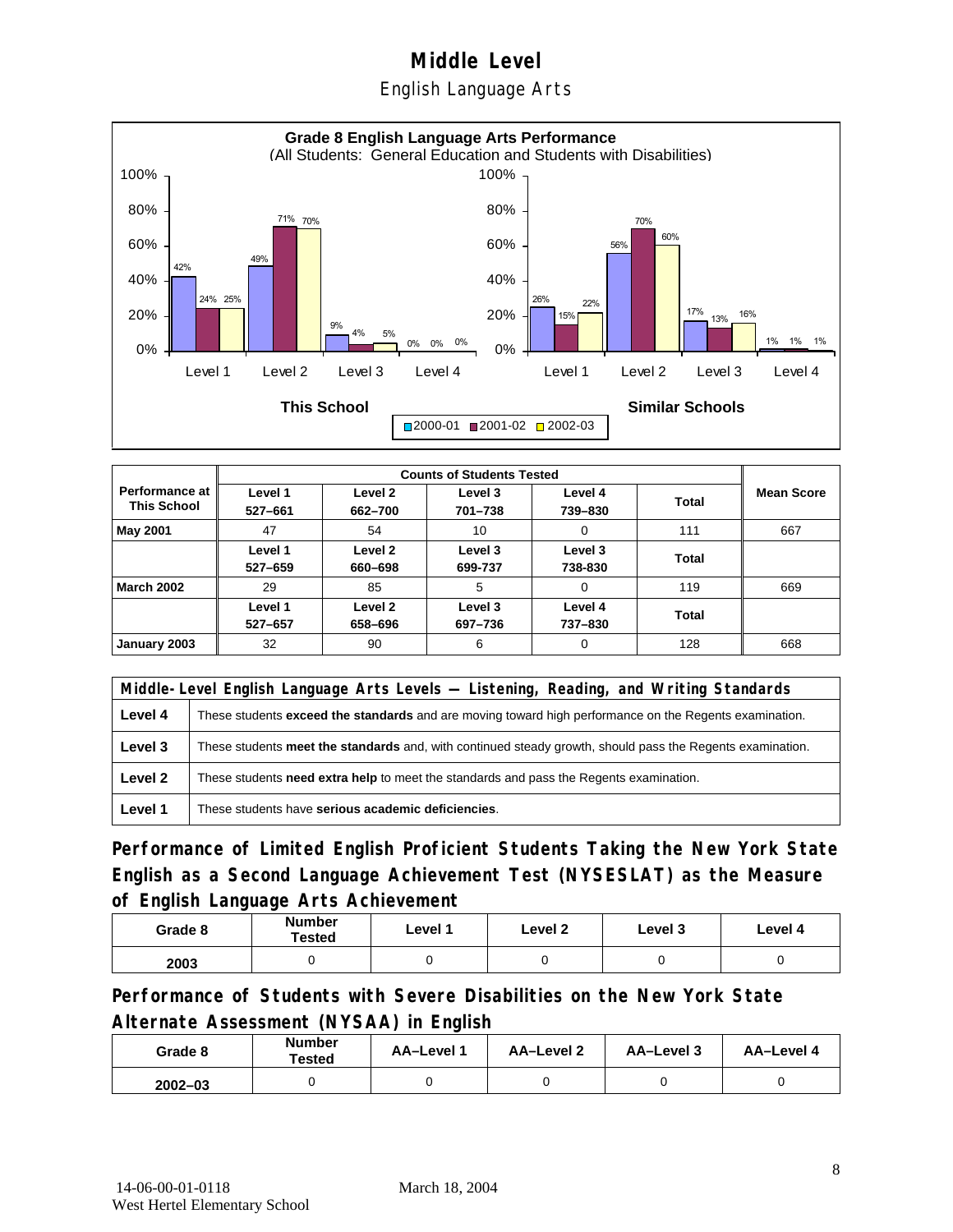# Middle Level

## English Language Arts

**Grade 8 English Language Arts Performance**
(All Students: General Education and Students with Disabilities)

**This School**

| | 2000-01 | 2001-02 | 2002-03 |
|---|---|---|---|
| Level 1 | 42% | 24% | 25% |
| Level 2 | 49% | 71% | 70% |
| Level 3 | 9% | 4% | 5% |
| Level 4 | 0% | 0% | 0% |

**Similar Schools**

| | 2000-01 | 2001-02 | 2002-03 |
|---|---|---|---|
| Level 1 | 26% | 15% | 22% |
| Level 2 | 56% | 70% | 60% |
| Level 3 | 17% | 13% | 16% |
| Level 4 | 1% | 1% | 1% |

| Performance at This School | Counts of Students Tested | | | | | Mean Score |
|---|---|---|---|---|---|---|
| | Level 1 527–661 | Level 2 662–700 | Level 3 701–738 | Level 4 739–830 | Total | |
| May 2001 | 47 | 54 | 10 | 0 | 111 | 667 |
| | Level 1 527–659 | Level 2 660–698 | Level 3 699-737 | Level 3 738-830 | Total | |
| March 2002 | 29 | 85 | 5 | 0 | 119 | 669 |
| | Level 1 527–657 | Level 2 658–696 | Level 3 697–736 | Level 4 737–830 | Total | |
| January 2003 | 32 | 90 | 6 | 0 | 128 | 668 |

| Middle-Level English Language Arts Levels — Listening, Reading, and Writing Standards | |
|---|---|
| Level 4 | These students **exceed the standards** and are moving toward high performance on the Regents examination. |
| Level 3 | These students **meet the standards** and, with continued steady growth, should pass the Regents examination. |
| Level 2 | These students **need extra help** to meet the standards and pass the Regents examination. |
| Level 1 | These students have **serious academic deficiencies**. |

### Performance of Limited English Proficient Students Taking the New York State English as a Second Language Achievement Test (NYSESLAT) as the Measure of English Language Arts Achievement

| Grade 8 | Number Tested | Level 1 | Level 2 | Level 3 | Level 4 |
|---|---|---|---|---|---|
| 2003 | 0 | 0 | 0 | 0 | 0 |

### Performance of Students with Severe Disabilities on the New York State Alternate Assessment (NYSAA) in English

| Grade 8 | Number Tested | AA–Level 1 | AA–Level 2 | AA–Level 3 | AA–Level 4 |
|---|---|---|---|---|---|
| 2002–03 | 0 | 0 | 0 | 0 | 0 |

14-06-00-01-0118 March 18, 2004
West Hertel Elementary School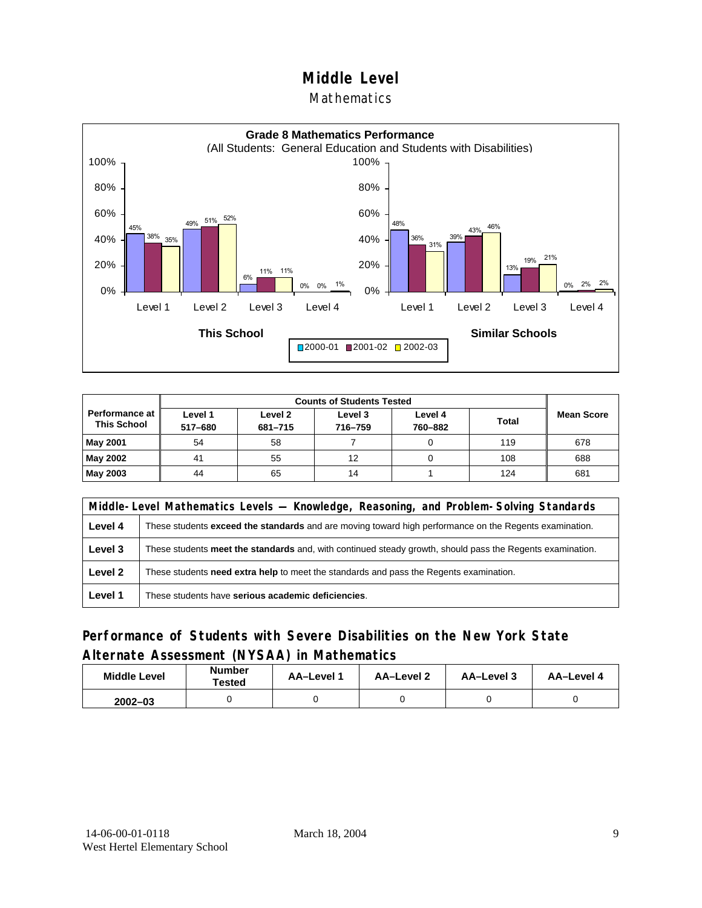# Middle Level

## Mathematics

**Grade 8 Mathematics Performance**
(All Students: General Education and Students with Disabilities)

| | This School 2000-01 | This School 2001-02 | This School 2002-03 | Similar Schools 2000-01 | Similar Schools 2001-02 | Similar Schools 2002-03 |
|---|---|---|---|---|---|---|
| Level 1 | 45% | 38% | 35% | 48% | 36% | 31% |
| Level 2 | 49% | 51% | 52% | 39% | 43% | 46% |
| Level 3 | 6% | 11% | 11% | 13% | 19% | 21% |
| Level 4 | 0% | 0% | 1% | 0% | 2% | 2% |

| Performance at This School | Counts of Students Tested | | | | | Mean Score |
|---|---|---|---|---|---|---|
| | Level 1 517–680 | Level 2 681–715 | Level 3 716–759 | Level 4 760–882 | Total | |
| May 2001 | 54 | 58 | 7 | 0 | 119 | 678 |
| May 2002 | 41 | 55 | 12 | 0 | 108 | 688 |
| May 2003 | 44 | 65 | 14 | 1 | 124 | 681 |

| Middle-Level Mathematics Levels — Knowledge, Reasoning, and Problem-Solving Standards | |
|---|---|
| Level 4 | These students **exceed the standards** and are moving toward high performance on the Regents examination. |
| Level 3 | These students **meet the standards** and, with continued steady growth, should pass the Regents examination. |
| Level 2 | These students **need extra help** to meet the standards and pass the Regents examination. |
| Level 1 | These students have **serious academic deficiencies**. |

## Performance of Students with Severe Disabilities on the New York State Alternate Assessment (NYSAA) in Mathematics

| Middle Level | Number Tested | AA–Level 1 | AA–Level 2 | AA–Level 3 | AA–Level 4 |
|---|---|---|---|---|---|
| 2002–03 | 0 | 0 | 0 | 0 | 0 |

14-06-00-01-0118 March 18, 2004
West Hertel Elementary School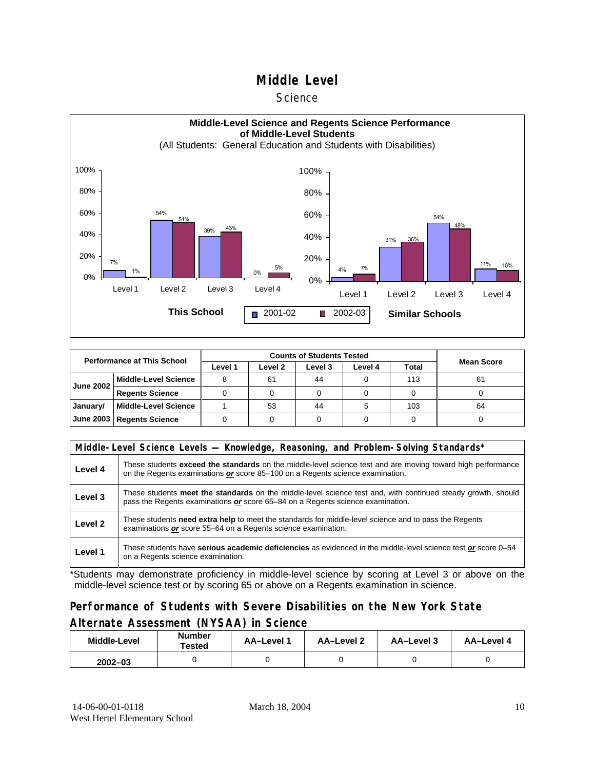# Middle Level

## Science

**Middle-Level Science and Regents Science Performance of Middle-Level Students**

(All Students: General Education and Students with Disabilities)

| | This School 2001-02 | This School 2002-03 | Similar Schools 2001-02 | Similar Schools 2002-03 |
|---|---|---|---|---|
| Level 1 | 7% | 1% | 4% | 7% |
| Level 2 | 54% | 51% | 31% | 36% |
| Level 3 | 39% | 43% | 54% | 48% |
| Level 4 | 0% | 5% | 11% | 10% |

| Performance at This School | | Counts of Students Tested | | | | | Mean Score |
|---|---|---|---|---|---|---|---|
| | | Level 1 | Level 2 | Level 3 | Level 4 | Total | |
| June 2002 | Middle-Level Science | 8 | 61 | 44 | 0 | 113 | 61 |
| | Regents Science | 0 | 0 | 0 | 0 | 0 | 0 |
| January/ June 2003 | Middle-Level Science | 1 | 53 | 44 | 5 | 103 | 64 |
| | Regents Science | 0 | 0 | 0 | 0 | 0 | 0 |

| Middle-Level Science Levels — Knowledge, Reasoning, and Problem-Solving Standards* | |
|---|---|
| Level 4 | These students **exceed the standards** on the middle-level science test and are moving toward high performance on the Regents examinations ***or*** score 85–100 on a Regents science examination. |
| Level 3 | These students **meet the standards** on the middle-level science test and, with continued steady growth, should pass the Regents examinations ***or*** score 65–84 on a Regents science examination. |
| Level 2 | These students **need extra help** to meet the standards for middle-level science and to pass the Regents examinations ***or*** score 55–64 on a Regents science examination. |
| Level 1 | These students have **serious academic deficiencies** as evidenced in the middle-level science test ***or*** score 0–54 on a Regents science examination. |

*Students may demonstrate proficiency in middle-level science by scoring at Level 3 or above on the middle-level science test or by scoring 65 or above on a Regents examination in science.

## Performance of Students with Severe Disabilities on the New York State Alternate Assessment (NYSAA) in Science

| Middle-Level | Number Tested | AA–Level 1 | AA–Level 2 | AA–Level 3 | AA–Level 4 |
|---|---|---|---|---|---|
| 2002–03 | 0 | 0 | 0 | 0 | 0 |

14-06-00-01-0118
West Hertel Elementary School

March 18, 2004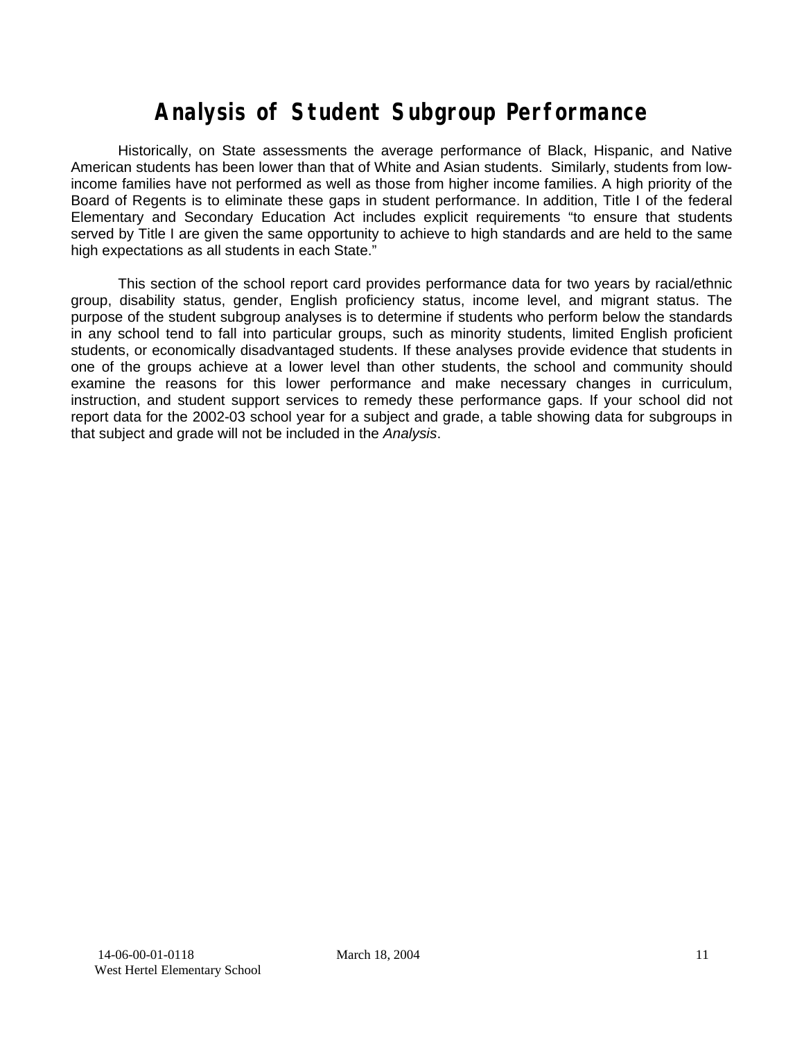# Analysis of Student Subgroup Performance

Historically, on State assessments the average performance of Black, Hispanic, and Native American students has been lower than that of White and Asian students. Similarly, students from low-income families have not performed as well as those from higher income families. A high priority of the Board of Regents is to eliminate these gaps in student performance. In addition, Title I of the federal Elementary and Secondary Education Act includes explicit requirements "to ensure that students served by Title I are given the same opportunity to achieve to high standards and are held to the same high expectations as all students in each State."

This section of the school report card provides performance data for two years by racial/ethnic group, disability status, gender, English proficiency status, income level, and migrant status. The purpose of the student subgroup analyses is to determine if students who perform below the standards in any school tend to fall into particular groups, such as minority students, limited English proficient students, or economically disadvantaged students. If these analyses provide evidence that students in one of the groups achieve at a lower level than other students, the school and community should examine the reasons for this lower performance and make necessary changes in curriculum, instruction, and student support services to remedy these performance gaps. If your school did not report data for the 2002-03 school year for a subject and grade, a table showing data for subgroups in that subject and grade will not be included in the *Analysis*.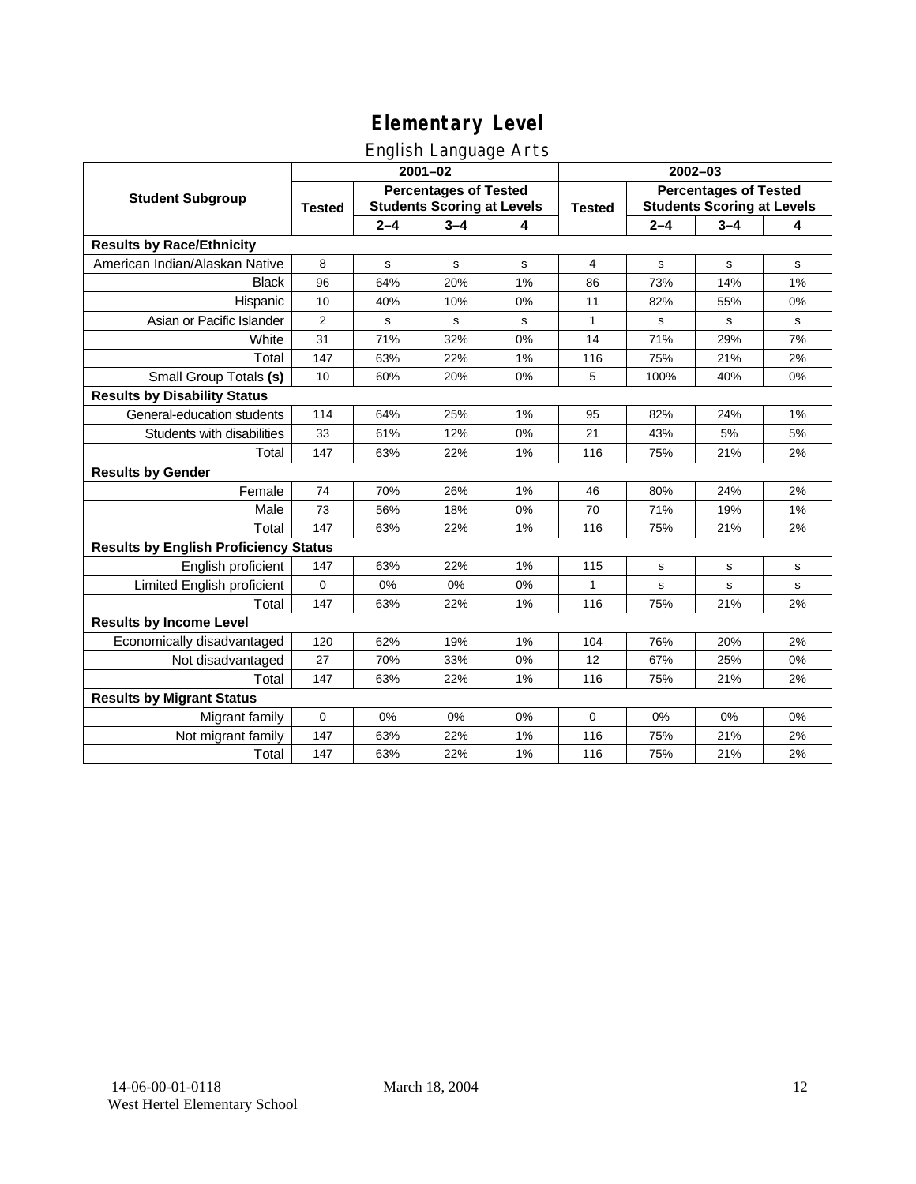# Elementary Level

## English Language Arts

| Student Subgroup | 2001–02 | | | | 2002–03 | | | |
|---|---|---|---|---|---|---|---|---|
| | Tested | Percentages of Tested Students Scoring at Levels | | | Tested | Percentages of Tested Students Scoring at Levels | | |
| | | 2–4 | 3–4 | 4 | | 2–4 | 3–4 | 4 |
| **Results by Race/Ethnicity** | | | | | | | | |
| American Indian/Alaskan Native | 8 | s | s | s | 4 | s | s | s |
| Black | 96 | 64% | 20% | 1% | 86 | 73% | 14% | 1% |
| Hispanic | 10 | 40% | 10% | 0% | 11 | 82% | 55% | 0% |
| Asian or Pacific Islander | 2 | s | s | s | 1 | s | s | s |
| White | 31 | 71% | 32% | 0% | 14 | 71% | 29% | 7% |
| Total | 147 | 63% | 22% | 1% | 116 | 75% | 21% | 2% |
| Small Group Totals **(s)** | 10 | 60% | 20% | 0% | 5 | 100% | 40% | 0% |
| **Results by Disability Status** | | | | | | | | |
| General-education students | 114 | 64% | 25% | 1% | 95 | 82% | 24% | 1% |
| Students with disabilities | 33 | 61% | 12% | 0% | 21 | 43% | 5% | 5% |
| Total | 147 | 63% | 22% | 1% | 116 | 75% | 21% | 2% |
| **Results by Gender** | | | | | | | | |
| Female | 74 | 70% | 26% | 1% | 46 | 80% | 24% | 2% |
| Male | 73 | 56% | 18% | 0% | 70 | 71% | 19% | 1% |
| Total | 147 | 63% | 22% | 1% | 116 | 75% | 21% | 2% |
| **Results by English Proficiency Status** | | | | | | | | |
| English proficient | 147 | 63% | 22% | 1% | 115 | s | s | s |
| Limited English proficient | 0 | 0% | 0% | 0% | 1 | s | s | s |
| Total | 147 | 63% | 22% | 1% | 116 | 75% | 21% | 2% |
| **Results by Income Level** | | | | | | | | |
| Economically disadvantaged | 120 | 62% | 19% | 1% | 104 | 76% | 20% | 2% |
| Not disadvantaged | 27 | 70% | 33% | 0% | 12 | 67% | 25% | 0% |
| Total | 147 | 63% | 22% | 1% | 116 | 75% | 21% | 2% |
| **Results by Migrant Status** | | | | | | | | |
| Migrant family | 0 | 0% | 0% | 0% | 0 | 0% | 0% | 0% |
| Not migrant family | 147 | 63% | 22% | 1% | 116 | 75% | 21% | 2% |
| Total | 147 | 63% | 22% | 1% | 116 | 75% | 21% | 2% |

14-06-00-01-0118 March 18, 2004
West Hertel Elementary School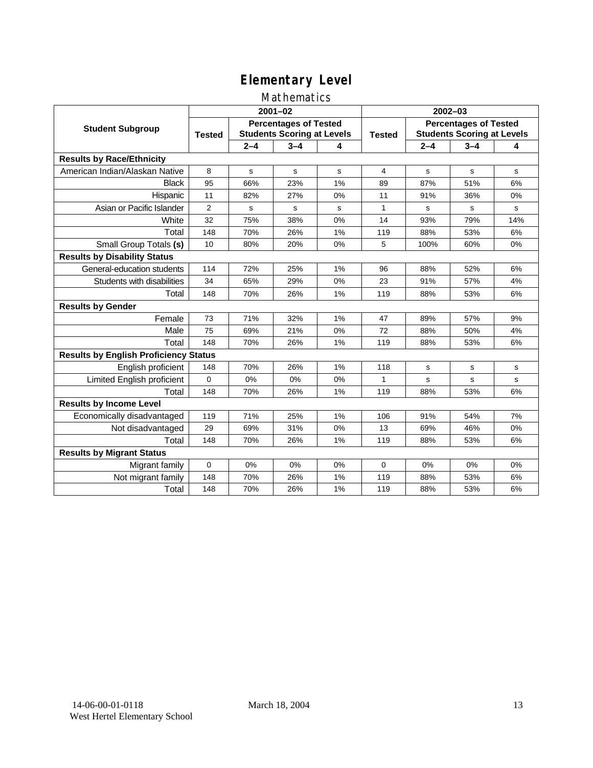# Elementary Level

## Mathematics

| Student Subgroup | 2001–02 | | | | 2002–03 | | | |
|---|---|---|---|---|---|---|---|---|
| | Tested | Percentages of Tested Students Scoring at Levels | | | Tested | Percentages of Tested Students Scoring at Levels | | |
| | | 2–4 | 3–4 | 4 | | 2–4 | 3–4 | 4 |
| **Results by Race/Ethnicity** | | | | | | | | |
| American Indian/Alaskan Native | 8 | s | s | s | 4 | s | s | s |
| Black | 95 | 66% | 23% | 1% | 89 | 87% | 51% | 6% |
| Hispanic | 11 | 82% | 27% | 0% | 11 | 91% | 36% | 0% |
| Asian or Pacific Islander | 2 | s | s | s | 1 | s | s | s |
| White | 32 | 75% | 38% | 0% | 14 | 93% | 79% | 14% |
| Total | 148 | 70% | 26% | 1% | 119 | 88% | 53% | 6% |
| Small Group Totals **(s)** | 10 | 80% | 20% | 0% | 5 | 100% | 60% | 0% |
| **Results by Disability Status** | | | | | | | | |
| General-education students | 114 | 72% | 25% | 1% | 96 | 88% | 52% | 6% |
| Students with disabilities | 34 | 65% | 29% | 0% | 23 | 91% | 57% | 4% |
| Total | 148 | 70% | 26% | 1% | 119 | 88% | 53% | 6% |
| **Results by Gender** | | | | | | | | |
| Female | 73 | 71% | 32% | 1% | 47 | 89% | 57% | 9% |
| Male | 75 | 69% | 21% | 0% | 72 | 88% | 50% | 4% |
| Total | 148 | 70% | 26% | 1% | 119 | 88% | 53% | 6% |
| **Results by English Proficiency Status** | | | | | | | | |
| English proficient | 148 | 70% | 26% | 1% | 118 | s | s | s |
| Limited English proficient | 0 | 0% | 0% | 0% | 1 | s | s | s |
| Total | 148 | 70% | 26% | 1% | 119 | 88% | 53% | 6% |
| **Results by Income Level** | | | | | | | | |
| Economically disadvantaged | 119 | 71% | 25% | 1% | 106 | 91% | 54% | 7% |
| Not disadvantaged | 29 | 69% | 31% | 0% | 13 | 69% | 46% | 0% |
| Total | 148 | 70% | 26% | 1% | 119 | 88% | 53% | 6% |
| **Results by Migrant Status** | | | | | | | | |
| Migrant family | 0 | 0% | 0% | 0% | 0 | 0% | 0% | 0% |
| Not migrant family | 148 | 70% | 26% | 1% | 119 | 88% | 53% | 6% |
| Total | 148 | 70% | 26% | 1% | 119 | 88% | 53% | 6% |

14-06-00-01-0118 March 18, 2004
West Hertel Elementary School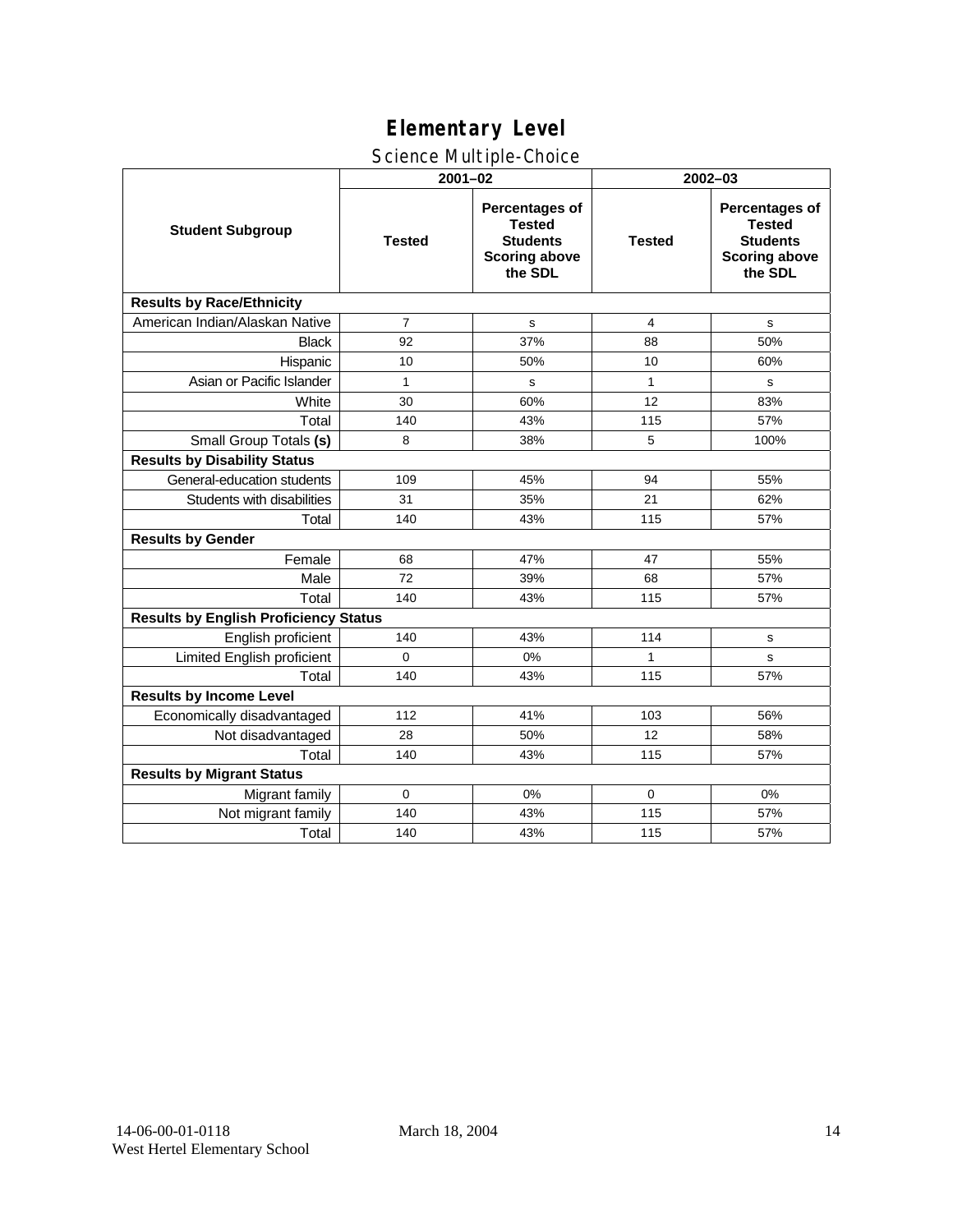# Elementary Level

## Science Multiple-Choice

| Student Subgroup | 2001–02 | | 2002–03 | |
|---|---|---|---|---|
| | Tested | Percentages of Tested Students Scoring above the SDL | Tested | Percentages of Tested Students Scoring above the SDL |
| **Results by Race/Ethnicity** | | | | |
| American Indian/Alaskan Native | 7 | s | 4 | s |
| Black | 92 | 37% | 88 | 50% |
| Hispanic | 10 | 50% | 10 | 60% |
| Asian or Pacific Islander | 1 | s | 1 | s |
| White | 30 | 60% | 12 | 83% |
| Total | 140 | 43% | 115 | 57% |
| Small Group Totals **(s)** | 8 | 38% | 5 | 100% |
| **Results by Disability Status** | | | | |
| General-education students | 109 | 45% | 94 | 55% |
| Students with disabilities | 31 | 35% | 21 | 62% |
| Total | 140 | 43% | 115 | 57% |
| **Results by Gender** | | | | |
| Female | 68 | 47% | 47 | 55% |
| Male | 72 | 39% | 68 | 57% |
| Total | 140 | 43% | 115 | 57% |
| **Results by English Proficiency Status** | | | | |
| English proficient | 140 | 43% | 114 | s |
| Limited English proficient | 0 | 0% | 1 | s |
| Total | 140 | 43% | 115 | 57% |
| **Results by Income Level** | | | | |
| Economically disadvantaged | 112 | 41% | 103 | 56% |
| Not disadvantaged | 28 | 50% | 12 | 58% |
| Total | 140 | 43% | 115 | 57% |
| **Results by Migrant Status** | | | | |
| Migrant family | 0 | 0% | 0 | 0% |
| Not migrant family | 140 | 43% | 115 | 57% |
| Total | 140 | 43% | 115 | 57% |

14-06-00-01-0118 March 18, 2004
West Hertel Elementary School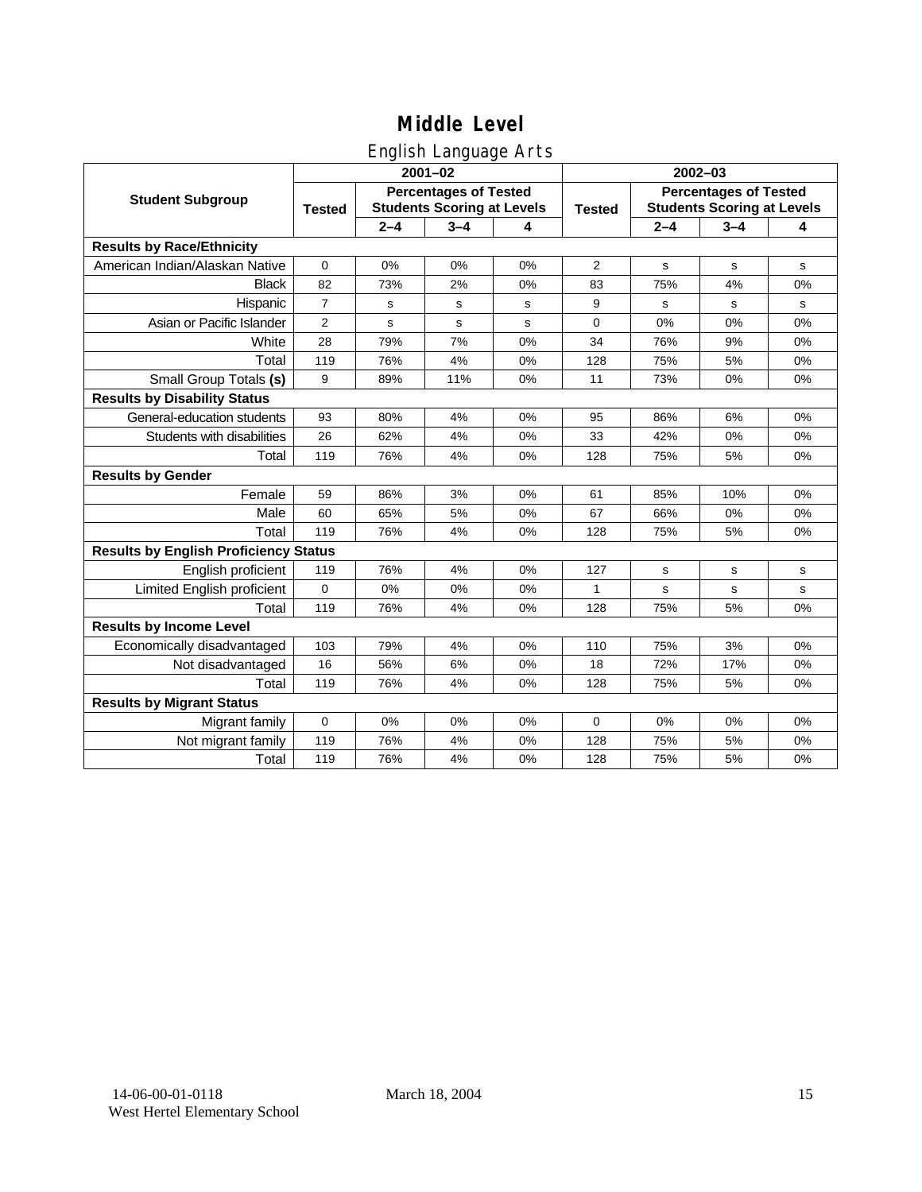# Middle Level

## English Language Arts

| Student Subgroup | 2001–02 | | | | 2002–03 | | | |
|---|---|---|---|---|---|---|---|---|
| | Tested | Percentages of Tested Students Scoring at Levels | | | Tested | Percentages of Tested Students Scoring at Levels | | |
| | | 2–4 | 3–4 | 4 | | 2–4 | 3–4 | 4 |
| **Results by Race/Ethnicity** | | | | | | | | |
| American Indian/Alaskan Native | 0 | 0% | 0% | 0% | 2 | s | s | s |
| Black | 82 | 73% | 2% | 0% | 83 | 75% | 4% | 0% |
| Hispanic | 7 | s | s | s | 9 | s | s | s |
| Asian or Pacific Islander | 2 | s | s | s | 0 | 0% | 0% | 0% |
| White | 28 | 79% | 7% | 0% | 34 | 76% | 9% | 0% |
| Total | 119 | 76% | 4% | 0% | 128 | 75% | 5% | 0% |
| Small Group Totals **(s)** | 9 | 89% | 11% | 0% | 11 | 73% | 0% | 0% |
| **Results by Disability Status** | | | | | | | | |
| General-education students | 93 | 80% | 4% | 0% | 95 | 86% | 6% | 0% |
| Students with disabilities | 26 | 62% | 4% | 0% | 33 | 42% | 0% | 0% |
| Total | 119 | 76% | 4% | 0% | 128 | 75% | 5% | 0% |
| **Results by Gender** | | | | | | | | |
| Female | 59 | 86% | 3% | 0% | 61 | 85% | 10% | 0% |
| Male | 60 | 65% | 5% | 0% | 67 | 66% | 0% | 0% |
| Total | 119 | 76% | 4% | 0% | 128 | 75% | 5% | 0% |
| **Results by English Proficiency Status** | | | | | | | | |
| English proficient | 119 | 76% | 4% | 0% | 127 | s | s | s |
| Limited English proficient | 0 | 0% | 0% | 0% | 1 | s | s | s |
| Total | 119 | 76% | 4% | 0% | 128 | 75% | 5% | 0% |
| **Results by Income Level** | | | | | | | | |
| Economically disadvantaged | 103 | 79% | 4% | 0% | 110 | 75% | 3% | 0% |
| Not disadvantaged | 16 | 56% | 6% | 0% | 18 | 72% | 17% | 0% |
| Total | 119 | 76% | 4% | 0% | 128 | 75% | 5% | 0% |
| **Results by Migrant Status** | | | | | | | | |
| Migrant family | 0 | 0% | 0% | 0% | 0 | 0% | 0% | 0% |
| Not migrant family | 119 | 76% | 4% | 0% | 128 | 75% | 5% | 0% |
| Total | 119 | 76% | 4% | 0% | 128 | 75% | 5% | 0% |

14-06-00-01-0118 March 18, 2004
West Hertel Elementary School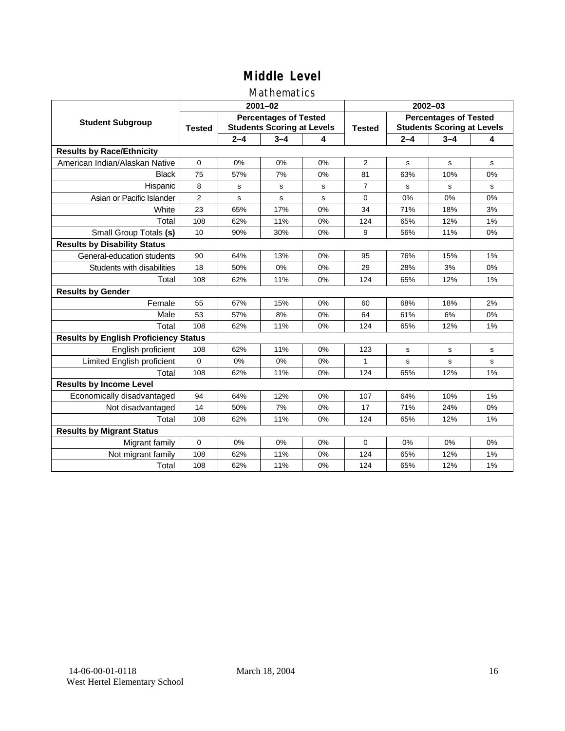# Middle Level

## Mathematics

| Student Subgroup | 2001–02 | | | | 2002–03 | | | |
|---|---|---|---|---|---|---|---|---|
| | Tested | Percentages of Tested Students Scoring at Levels | | | Tested | Percentages of Tested Students Scoring at Levels | | |
| | | 2–4 | 3–4 | 4 | | 2–4 | 3–4 | 4 |
| **Results by Race/Ethnicity** | | | | | | | | |
| American Indian/Alaskan Native | 0 | 0% | 0% | 0% | 2 | s | s | s |
| Black | 75 | 57% | 7% | 0% | 81 | 63% | 10% | 0% |
| Hispanic | 8 | s | s | s | 7 | s | s | s |
| Asian or Pacific Islander | 2 | s | s | s | 0 | 0% | 0% | 0% |
| White | 23 | 65% | 17% | 0% | 34 | 71% | 18% | 3% |
| Total | 108 | 62% | 11% | 0% | 124 | 65% | 12% | 1% |
| Small Group Totals **(s)** | 10 | 90% | 30% | 0% | 9 | 56% | 11% | 0% |
| **Results by Disability Status** | | | | | | | | |
| General-education students | 90 | 64% | 13% | 0% | 95 | 76% | 15% | 1% |
| Students with disabilities | 18 | 50% | 0% | 0% | 29 | 28% | 3% | 0% |
| Total | 108 | 62% | 11% | 0% | 124 | 65% | 12% | 1% |
| **Results by Gender** | | | | | | | | |
| Female | 55 | 67% | 15% | 0% | 60 | 68% | 18% | 2% |
| Male | 53 | 57% | 8% | 0% | 64 | 61% | 6% | 0% |
| Total | 108 | 62% | 11% | 0% | 124 | 65% | 12% | 1% |
| **Results by English Proficiency Status** | | | | | | | | |
| English proficient | 108 | 62% | 11% | 0% | 123 | s | s | s |
| Limited English proficient | 0 | 0% | 0% | 0% | 1 | s | s | s |
| Total | 108 | 62% | 11% | 0% | 124 | 65% | 12% | 1% |
| **Results by Income Level** | | | | | | | | |
| Economically disadvantaged | 94 | 64% | 12% | 0% | 107 | 64% | 10% | 1% |
| Not disadvantaged | 14 | 50% | 7% | 0% | 17 | 71% | 24% | 0% |
| Total | 108 | 62% | 11% | 0% | 124 | 65% | 12% | 1% |
| **Results by Migrant Status** | | | | | | | | |
| Migrant family | 0 | 0% | 0% | 0% | 0 | 0% | 0% | 0% |
| Not migrant family | 108 | 62% | 11% | 0% | 124 | 65% | 12% | 1% |
| Total | 108 | 62% | 11% | 0% | 124 | 65% | 12% | 1% |

14-06-00-01-0118 March 18, 2004
West Hertel Elementary School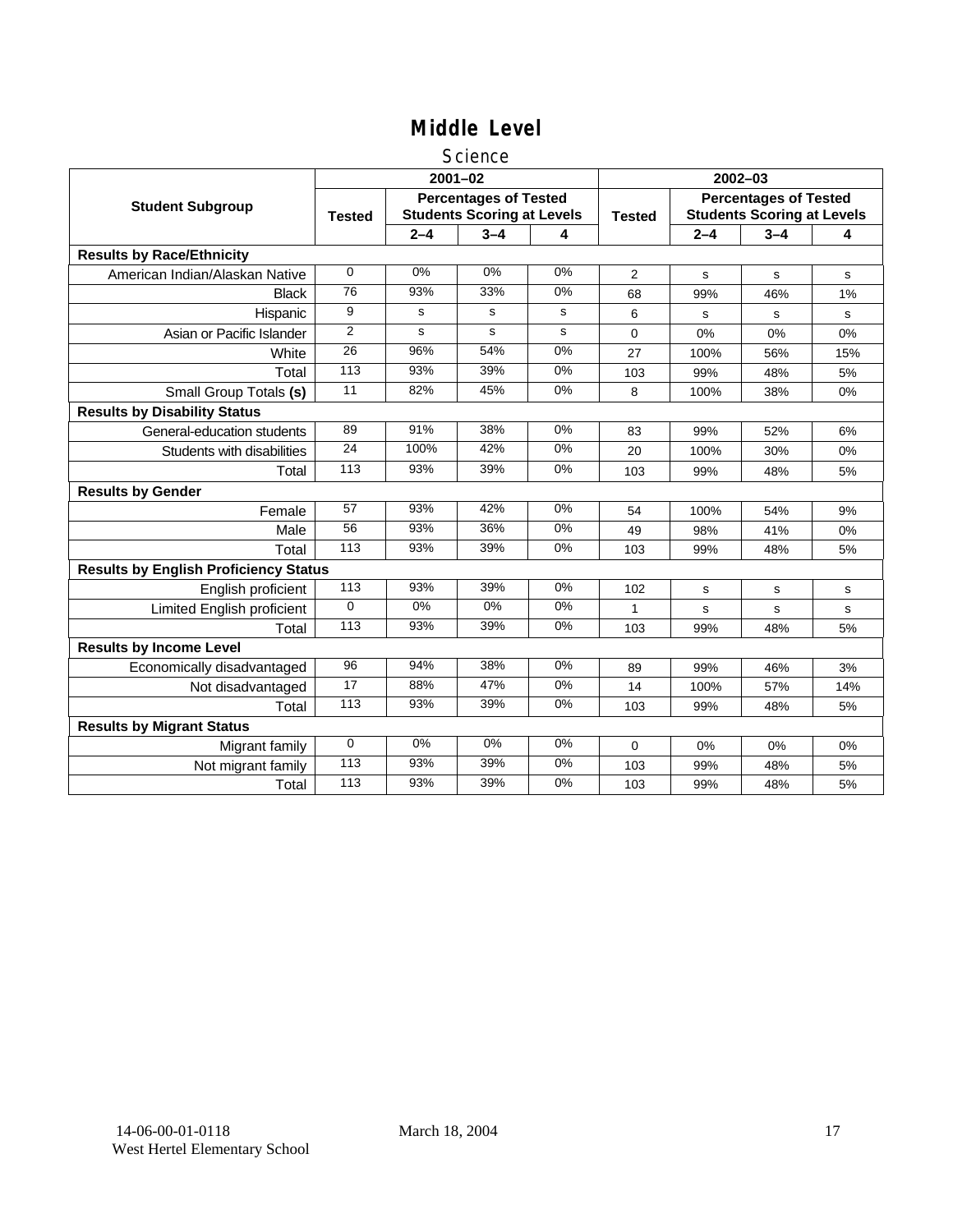# Middle Level

## Science

| Student Subgroup | 2001–02 | | | | 2002–03 | | | |
|---|---|---|---|---|---|---|---|---|
| | Tested | Percentages of Tested Students Scoring at Levels | | | Tested | Percentages of Tested Students Scoring at Levels | | |
| | | 2–4 | 3–4 | 4 | | 2–4 | 3–4 | 4 |
| **Results by Race/Ethnicity** | | | | | | | | |
| American Indian/Alaskan Native | 0 | 0% | 0% | 0% | 2 | s | s | s |
| Black | 76 | 93% | 33% | 0% | 68 | 99% | 46% | 1% |
| Hispanic | 9 | s | s | s | 6 | s | s | s |
| Asian or Pacific Islander | 2 | s | s | s | 0 | 0% | 0% | 0% |
| White | 26 | 96% | 54% | 0% | 27 | 100% | 56% | 15% |
| Total | 113 | 93% | 39% | 0% | 103 | 99% | 48% | 5% |
| Small Group Totals **(s)** | 11 | 82% | 45% | 0% | 8 | 100% | 38% | 0% |
| **Results by Disability Status** | | | | | | | | |
| General-education students | 89 | 91% | 38% | 0% | 83 | 99% | 52% | 6% |
| Students with disabilities | 24 | 100% | 42% | 0% | 20 | 100% | 30% | 0% |
| Total | 113 | 93% | 39% | 0% | 103 | 99% | 48% | 5% |
| **Results by Gender** | | | | | | | | |
| Female | 57 | 93% | 42% | 0% | 54 | 100% | 54% | 9% |
| Male | 56 | 93% | 36% | 0% | 49 | 98% | 41% | 0% |
| Total | 113 | 93% | 39% | 0% | 103 | 99% | 48% | 5% |
| **Results by English Proficiency Status** | | | | | | | | |
| English proficient | 113 | 93% | 39% | 0% | 102 | s | s | s |
| Limited English proficient | 0 | 0% | 0% | 0% | 1 | s | s | s |
| Total | 113 | 93% | 39% | 0% | 103 | 99% | 48% | 5% |
| **Results by Income Level** | | | | | | | | |
| Economically disadvantaged | 96 | 94% | 38% | 0% | 89 | 99% | 46% | 3% |
| Not disadvantaged | 17 | 88% | 47% | 0% | 14 | 100% | 57% | 14% |
| Total | 113 | 93% | 39% | 0% | 103 | 99% | 48% | 5% |
| **Results by Migrant Status** | | | | | | | | |
| Migrant family | 0 | 0% | 0% | 0% | 0 | 0% | 0% | 0% |
| Not migrant family | 113 | 93% | 39% | 0% | 103 | 99% | 48% | 5% |
| Total | 113 | 93% | 39% | 0% | 103 | 99% | 48% | 5% |

14-06-00-01-0118 West Hertel Elementary School — March 18, 2004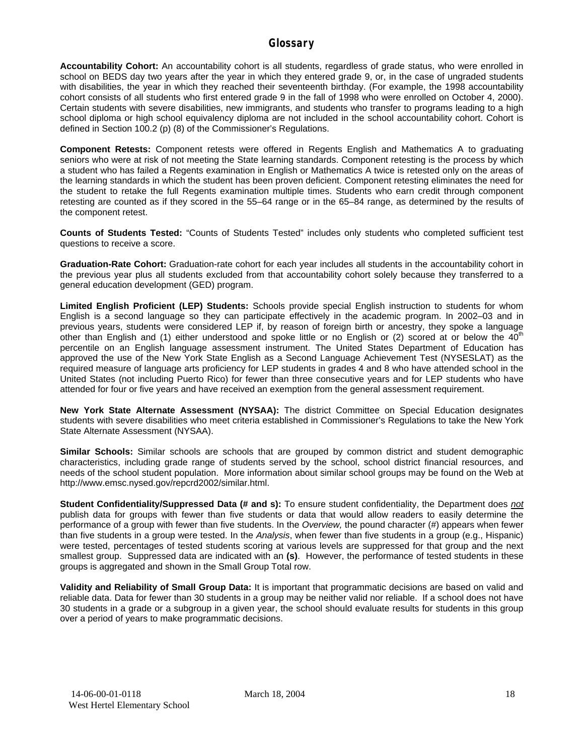# Glossary

**Accountability Cohort:** An accountability cohort is all students, regardless of grade status, who were enrolled in school on BEDS day two years after the year in which they entered grade 9, or, in the case of ungraded students with disabilities, the year in which they reached their seventeenth birthday. (For example, the 1998 accountability cohort consists of all students who first entered grade 9 in the fall of 1998 who were enrolled on October 4, 2000). Certain students with severe disabilities, new immigrants, and students who transfer to programs leading to a high school diploma or high school equivalency diploma are not included in the school accountability cohort. Cohort is defined in Section 100.2 (p) (8) of the Commissioner's Regulations.

**Component Retests:** Component retests were offered in Regents English and Mathematics A to graduating seniors who were at risk of not meeting the State learning standards. Component retesting is the process by which a student who has failed a Regents examination in English or Mathematics A twice is retested only on the areas of the learning standards in which the student has been proven deficient. Component retesting eliminates the need for the student to retake the full Regents examination multiple times. Students who earn credit through component retesting are counted as if they scored in the 55–64 range or in the 65–84 range, as determined by the results of the component retest.

**Counts of Students Tested:** "Counts of Students Tested" includes only students who completed sufficient test questions to receive a score.

**Graduation-Rate Cohort:** Graduation-rate cohort for each year includes all students in the accountability cohort in the previous year plus all students excluded from that accountability cohort solely because they transferred to a general education development (GED) program.

**Limited English Proficient (LEP) Students:** Schools provide special English instruction to students for whom English is a second language so they can participate effectively in the academic program. In 2002–03 and in previous years, students were considered LEP if, by reason of foreign birth or ancestry, they spoke a language other than English and (1) either understood and spoke little or no English or (2) scored at or below the 40th percentile on an English language assessment instrument. The United States Department of Education has approved the use of the New York State English as a Second Language Achievement Test (NYSESLAT) as the required measure of language arts proficiency for LEP students in grades 4 and 8 who have attended school in the United States (not including Puerto Rico) for fewer than three consecutive years and for LEP students who have attended for four or five years and have received an exemption from the general assessment requirement.

**New York State Alternate Assessment (NYSAA):** The district Committee on Special Education designates students with severe disabilities who meet criteria established in Commissioner's Regulations to take the New York State Alternate Assessment (NYSAA).

**Similar Schools:** Similar schools are schools that are grouped by common district and student demographic characteristics, including grade range of students served by the school, school district financial resources, and needs of the school student population. More information about similar school groups may be found on the Web at http://www.emsc.nysed.gov/repcrd2002/similar.html.

**Student Confidentiality/Suppressed Data (# and s):** To ensure student confidentiality, the Department does *not* publish data for groups with fewer than five students or data that would allow readers to easily determine the performance of a group with fewer than five students. In the *Overview,* the pound character (#) appears when fewer than five students in a group were tested. In the *Analysis*, when fewer than five students in a group (e.g., Hispanic) were tested, percentages of tested students scoring at various levels are suppressed for that group and the next smallest group. Suppressed data are indicated with an **(s)**. However, the performance of tested students in these groups is aggregated and shown in the Small Group Total row.

**Validity and Reliability of Small Group Data:** It is important that programmatic decisions are based on valid and reliable data. Data for fewer than 30 students in a group may be neither valid nor reliable. If a school does not have 30 students in a grade or a subgroup in a given year, the school should evaluate results for students in this group over a period of years to make programmatic decisions.